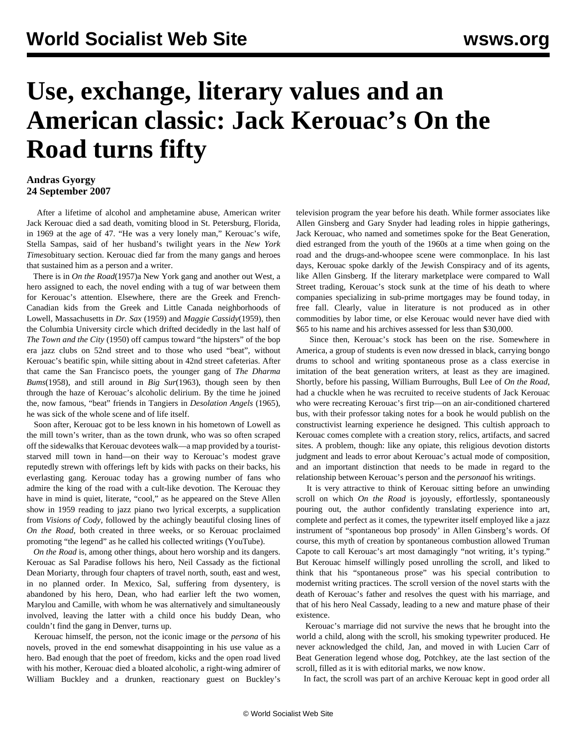# Use, exchange, literary values and an American classic: Jack Kerouac's On the Road turns fifty

**Andras Gyorgy**
**24 September 2007**

After a lifetime of alcohol and amphetamine abuse, American writer Jack Kerouac died a sad death, vomiting blood in St. Petersburg, Florida, in 1969 at the age of 47. "He was a very lonely man," Kerouac's wife, Stella Sampas, said of her husband's twilight years in the *New York Times*obituary section. Kerouac died far from the many gangs and heroes that sustained him as a person and a writer.

There is in *On the Road*(1957)a New York gang and another out West, a hero assigned to each, the novel ending with a tug of war between them for Kerouac's attention. Elsewhere, there are the Greek and French-Canadian kids from the Greek and Little Canada neighborhoods of Lowell, Massachusetts in *Dr. Sax* (1959) and *Maggie Cassidy*(1959), then the Columbia University circle which drifted decidedly in the last half of *The Town and the City* (1950) off campus toward "the hipsters" of the bop era jazz clubs on 52nd street and to those who used "beat", without Kerouac's beatific spin, while sitting about in 42nd street cafeterias. After that came the San Francisco poets, the younger gang of *The Dharma Bums*(1958), and still around in *Big Sur*(1963), though seen by then through the haze of Kerouac's alcoholic delirium. By the time he joined the, now famous, "beat" friends in Tangiers in *Desolation Angels* (1965), he was sick of the whole scene and of life itself.

Soon after, Kerouac got to be less known in his hometown of Lowell as the mill town's writer, than as the town drunk, who was so often scraped off the sidewalks that Kerouac devotees walk—a map provided by a tourist-starved mill town in hand—on their way to Kerouac's modest grave reputedly strewn with offerings left by kids with packs on their backs, his everlasting gang. Kerouac today has a growing number of fans who admire the king of the road with a cult-like devotion. The Kerouac they have in mind is quiet, literate, "cool," as he appeared on the Steve Allen show in 1959 reading to jazz piano two lyrical excerpts, a supplication from *Visions of Cody*, followed by the achingly beautiful closing lines of *On the Road*, both created in three weeks, or so Kerouac proclaimed promoting "the legend" as he called his collected writings (YouTube).

*On the Road* is, among other things, about hero worship and its dangers. Kerouac as Sal Paradise follows his hero, Neil Cassady as the fictional Dean Moriarty, through four chapters of travel north, south, east and west, in no planned order. In Mexico, Sal, suffering from dysentery, is abandoned by his hero, Dean, who had earlier left the two women, Marylou and Camille, with whom he was alternatively and simultaneously involved, leaving the latter with a child once his buddy Dean, who couldn't find the gang in Denver, turns up.

Kerouac himself, the person, not the iconic image or the *persona* of his novels, proved in the end somewhat disappointing in his use value as a hero. Bad enough that the poet of freedom, kicks and the open road lived with his mother, Kerouac died a bloated alcoholic, a right-wing admirer of William Buckley and a drunken, reactionary guest on Buckley's television program the year before his death. While former associates like Allen Ginsberg and Gary Snyder had leading roles in hippie gatherings, Jack Kerouac, who named and sometimes spoke for the Beat Generation, died estranged from the youth of the 1960s at a time when going on the road and the drugs-and-whoopee scene were commonplace. In his last days, Kerouac spoke darkly of the Jewish Conspiracy and of its agents, like Allen Ginsberg. If the literary marketplace were compared to Wall Street trading, Kerouac's stock sunk at the time of his death to where companies specializing in sub-prime mortgages may be found today, in free fall. Clearly, value in literature is not produced as in other commodities by labor time, or else Kerouac would never have died with $65 to his name and his archives assessed for less than $30,000.

Since then, Kerouac's stock has been on the rise. Somewhere in America, a group of students is even now dressed in black, carrying bongo drums to school and writing spontaneous prose as a class exercise in imitation of the beat generation writers, at least as they are imagined. Shortly, before his passing, William Burroughs, Bull Lee of *On the Road*, had a chuckle when he was recruited to receive students of Jack Kerouac who were recreating Kerouac's first trip—on an air-conditioned chartered bus, with their professor taking notes for a book he would publish on the constructivist learning experience he designed. This cultish approach to Kerouac comes complete with a creation story, relics, artifacts, and sacred sites. A problem, though: like any opiate, this religious devotion distorts judgment and leads to error about Kerouac's actual mode of composition, and an important distinction that needs to be made in regard to the relationship between Kerouac's person and the *persona*of his writings.

It is very attractive to think of Kerouac sitting before an unwinding scroll on which *On the Road* is joyously, effortlessly, spontaneously pouring out, the author confidently translating experience into art, complete and perfect as it comes, the typewriter itself employed like a jazz instrument of "spontaneous bop prosody' in Allen Ginsberg's words. Of course, this myth of creation by spontaneous combustion allowed Truman Capote to call Kerouac's art most damagingly "not writing, it's typing." But Kerouac himself willingly posed unrolling the scroll, and liked to think that his "spontaneous prose" was his special contribution to modernist writing practices. The scroll version of the novel starts with the death of Kerouac's father and resolves the quest with his marriage, and that of his hero Neal Cassady, leading to a new and mature phase of their existence.

Kerouac's marriage did not survive the news that he brought into the world a child, along with the scroll, his smoking typewriter produced. He never acknowledged the child, Jan, and moved in with Lucien Carr of Beat Generation legend whose dog, Potchkey, ate the last section of the scroll, filled as it is with editorial marks, we now know.

In fact, the scroll was part of an archive Kerouac kept in good order all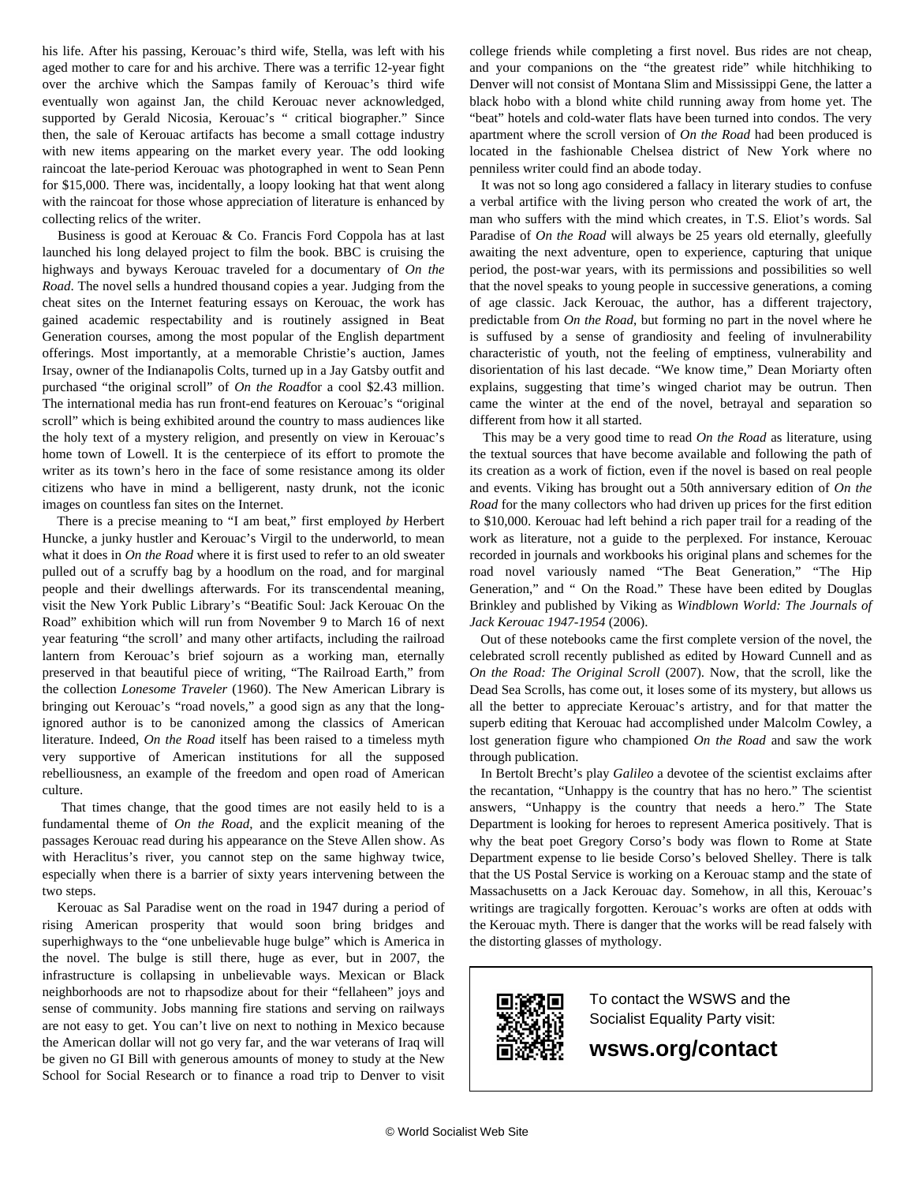his life. After his passing, Kerouac's third wife, Stella, was left with his aged mother to care for and his archive. There was a terrific 12-year fight over the archive which the Sampas family of Kerouac's third wife eventually won against Jan, the child Kerouac never acknowledged, supported by Gerald Nicosia, Kerouac's " critical biographer." Since then, the sale of Kerouac artifacts has become a small cottage industry with new items appearing on the market every year. The odd looking raincoat the late-period Kerouac was photographed in went to Sean Penn for $15,000. There was, incidentally, a loopy looking hat that went along with the raincoat for those whose appreciation of literature is enhanced by collecting relics of the writer.

Business is good at Kerouac & Co. Francis Ford Coppola has at last launched his long delayed project to film the book. BBC is cruising the highways and byways Kerouac traveled for a documentary of *On the Road*. The novel sells a hundred thousand copies a year. Judging from the cheat sites on the Internet featuring essays on Kerouac, the work has gained academic respectability and is routinely assigned in Beat Generation courses, among the most popular of the English department offerings. Most importantly, at a memorable Christie's auction, James Irsay, owner of the Indianapolis Colts, turned up in a Jay Gatsby outfit and purchased "the original scroll" of *On the Road*for a cool $2.43 million. The international media has run front-end features on Kerouac's "original scroll" which is being exhibited around the country to mass audiences like the holy text of a mystery religion, and presently on view in Kerouac's home town of Lowell. It is the centerpiece of its effort to promote the writer as its town's hero in the face of some resistance among its older citizens who have in mind a belligerent, nasty drunk, not the iconic images on countless fan sites on the Internet.

There is a precise meaning to "I am beat," first employed *by* Herbert Huncke, a junky hustler and Kerouac's Virgil to the underworld, to mean what it does in *On the Road* where it is first used to refer to an old sweater pulled out of a scruffy bag by a hoodlum on the road, and for marginal people and their dwellings afterwards. For its transcendental meaning, visit the New York Public Library's "Beatific Soul: Jack Kerouac On the Road" exhibition which will run from November 9 to March 16 of next year featuring "the scroll' and many other artifacts, including the railroad lantern from Kerouac's brief sojourn as a working man, eternally preserved in that beautiful piece of writing, "The Railroad Earth," from the collection *Lonesome Traveler* (1960). The New American Library is bringing out Kerouac's "road novels," a good sign as any that the long-ignored author is to be canonized among the classics of American literature. Indeed, *On the Road* itself has been raised to a timeless myth very supportive of American institutions for all the supposed rebelliousness, an example of the freedom and open road of American culture.

That times change, that the good times are not easily held to is a fundamental theme of *On the Road*, and the explicit meaning of the passages Kerouac read during his appearance on the Steve Allen show. As with Heraclitus's river, you cannot step on the same highway twice, especially when there is a barrier of sixty years intervening between the two steps.

Kerouac as Sal Paradise went on the road in 1947 during a period of rising American prosperity that would soon bring bridges and superhighways to the "one unbelievable huge bulge" which is America in the novel. The bulge is still there, huge as ever, but in 2007, the infrastructure is collapsing in unbelievable ways. Mexican or Black neighborhoods are not to rhapsodize about for their "fellaheen" joys and sense of community. Jobs manning fire stations and serving on railways are not easy to get. You can't live on next to nothing in Mexico because the American dollar will not go very far, and the war veterans of Iraq will be given no GI Bill with generous amounts of money to study at the New School for Social Research or to finance a road trip to Denver to visit college friends while completing a first novel. Bus rides are not cheap, and your companions on the "the greatest ride" while hitchhiking to Denver will not consist of Montana Slim and Mississippi Gene, the latter a black hobo with a blond white child running away from home yet. The "beat" hotels and cold-water flats have been turned into condos. The very apartment where the scroll version of *On the Road* had been produced is located in the fashionable Chelsea district of New York where no penniless writer could find an abode today.

It was not so long ago considered a fallacy in literary studies to confuse a verbal artifice with the living person who created the work of art, the man who suffers with the mind which creates, in T.S. Eliot's words. Sal Paradise of *On the Road* will always be 25 years old eternally, gleefully awaiting the next adventure, open to experience, capturing that unique period, the post-war years, with its permissions and possibilities so well that the novel speaks to young people in successive generations, a coming of age classic. Jack Kerouac, the author, has a different trajectory, predictable from *On the Road*, but forming no part in the novel where he is suffused by a sense of grandiosity and feeling of invulnerability characteristic of youth, not the feeling of emptiness, vulnerability and disorientation of his last decade. "We know time," Dean Moriarty often explains, suggesting that time's winged chariot may be outrun. Then came the winter at the end of the novel, betrayal and separation so different from how it all started.

This may be a very good time to read *On the Road* as literature, using the textual sources that have become available and following the path of its creation as a work of fiction, even if the novel is based on real people and events. Viking has brought out a 50th anniversary edition of *On the Road* for the many collectors who had driven up prices for the first edition to $10,000. Kerouac had left behind a rich paper trail for a reading of the work as literature, not a guide to the perplexed. For instance, Kerouac recorded in journals and workbooks his original plans and schemes for the road novel variously named "The Beat Generation," "The Hip Generation," and " On the Road." These have been edited by Douglas Brinkley and published by Viking as *Windblown World: The Journals of Jack Kerouac 1947-1954* (2006).

Out of these notebooks came the first complete version of the novel, the celebrated scroll recently published as edited by Howard Cunnell and as *On the Road: The Original Scroll* (2007). Now, that the scroll, like the Dead Sea Scrolls, has come out, it loses some of its mystery, but allows us all the better to appreciate Kerouac's artistry, and for that matter the superb editing that Kerouac had accomplished under Malcolm Cowley, a lost generation figure who championed *On the Road* and saw the work through publication.

In Bertolt Brecht's play *Galileo* a devotee of the scientist exclaims after the recantation, "Unhappy is the country that has no hero." The scientist answers, "Unhappy is the country that needs a hero." The State Department is looking for heroes to represent America positively. That is why the beat poet Gregory Corso's body was flown to Rome at State Department expense to lie beside Corso's beloved Shelley. There is talk that the US Postal Service is working on a Kerouac stamp and the state of Massachusetts on a Jack Kerouac day. Somehow, in all this, Kerouac's writings are tragically forgotten. Kerouac's works are often at odds with the Kerouac myth. There is danger that the works will be read falsely with the distorting glasses of mythology.

To contact the WSWS and the Socialist Equality Party visit:

**wsws.org/contact**